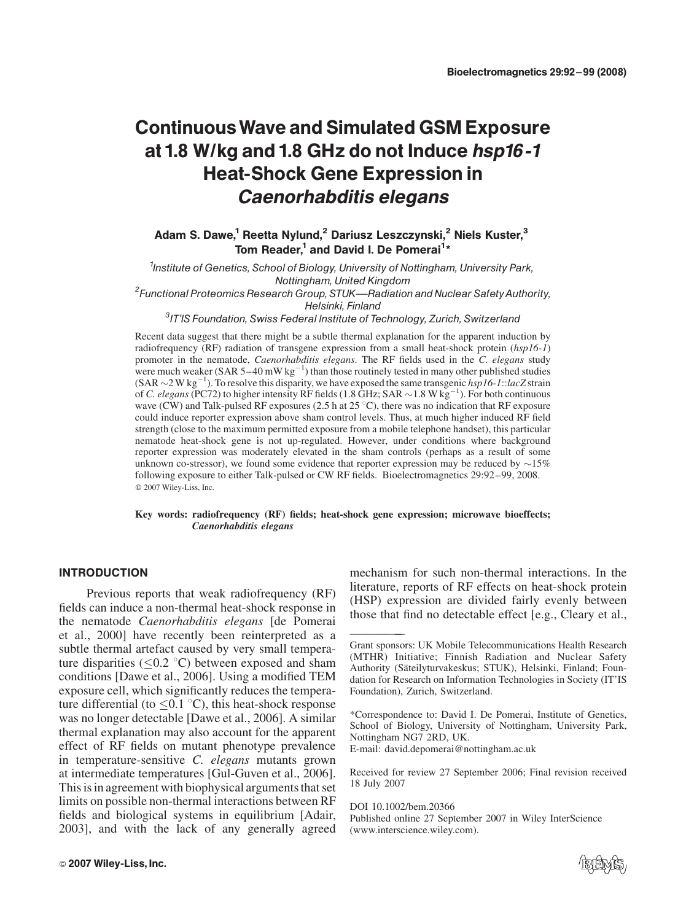# Continuous Wave and Simulated GSM Exposure at 1.8 W/kg and 1.8 GHz do not Induce *hsp16-1* Heat-Shock Gene Expression in *Caenorhabditis elegans*

**Adam S. Dawe,[1] Reetta Nylund,[2] Dariusz Leszczynski,[2] Niels Kuster,[3] Tom Reader,[1] and David I. De Pomerai[1]***

[1] *Institute of Genetics, School of Biology, University of Nottingham, University Park, Nottingham, United Kingdom*

[2] *Functional Proteomics Research Group, STUK—Radiation and Nuclear Safety Authority, Helsinki, Finland*

[3] *IT'IS Foundation, Swiss Federal Institute of Technology, Zurich, Switzerland*

Recent data suggest that there might be a subtle thermal explanation for the apparent induction by radiofrequency (RF) radiation of transgene expression from a small heat-shock protein (*hsp16-1*) promoter in the nematode, *Caenorhabditis elegans*. The RF fields used in the *C. elegans* study were much weaker (SAR 5–40 mW $kg^{-1}$) than those routinely tested in many other published studies (SAR ~2 W $kg^{-1}$). To resolve this disparity, we have exposed the same transgenic *hsp16-1*::*lacZ* strain of *C. elegans* (PC72) to higher intensity RF fields (1.8 GHz; SAR ~1.8 W $kg^{-1}$). For both continuous wave (CW) and Talk-pulsed RF exposures (2.5 h at 25 °C), there was no indication that RF exposure could induce reporter expression above sham control levels. Thus, at much higher induced RF field strength (close to the maximum permitted exposure from a mobile telephone handset), this particular nematode heat-shock gene is not up-regulated. However, under conditions where background reporter expression was moderately elevated in the sham controls (perhaps as a result of some unknown co-stressor), we found some evidence that reporter expression may be reduced by ~15% following exposure to either Talk-pulsed or CW RF fields. Bioelectromagnetics 29:92–99, 2008. © 2007 Wiley-Liss, Inc.

**Key words: radiofrequency (RF) fields; heat-shock gene expression; microwave bioeffects; *Caenorhabditis elegans***

## INTRODUCTION

Previous reports that weak radiofrequency (RF) fields can induce a non-thermal heat-shock response in the nematode *Caenorhabditis elegans* [de Pomerai et al., 2000] have recently been reinterpreted as a subtle thermal artefact caused by very small temperature disparities (≤0.2 °C) between exposed and sham conditions [Dawe et al., 2006]. Using a modified TEM exposure cell, which significantly reduces the temperature differential (to ≤0.1 °C), this heat-shock response was no longer detectable [Dawe et al., 2006]. A similar thermal explanation may also account for the apparent effect of RF fields on mutant phenotype prevalence in temperature-sensitive *C. elegans* mutants grown at intermediate temperatures [Gul-Guven et al., 2006]. This is in agreement with biophysical arguments that set limits on possible non-thermal interactions between RF fields and biological systems in equilibrium [Adair, 2003], and with the lack of any generally agreed mechanism for such non-thermal interactions. In the literature, reports of RF effects on heat-shock protein (HSP) expression are divided fairly evenly between those that find no detectable effect [e.g., Cleary et al.,

---

Grant sponsors: UK Mobile Telecommunications Health Research (MTHR) Initiative; Finnish Radiation and Nuclear Safety Authority (Säteilyturvakeskus; STUK), Helsinki, Finland; Foundation for Research on Information Technologies in Society (IT'IS Foundation), Zurich, Switzerland.

*Correspondence to: David I. De Pomerai, Institute of Genetics, School of Biology, University of Nottingham, University Park, Nottingham NG7 2RD, UK.
E-mail: david.depomerai@nottingham.ac.uk

Received for review 27 September 2006; Final revision received 18 July 2007

DOI 10.1002/bem.20366
Published online 27 September 2007 in Wiley InterScience (www.interscience.wiley.com).

© 2007 Wiley-Liss, Inc.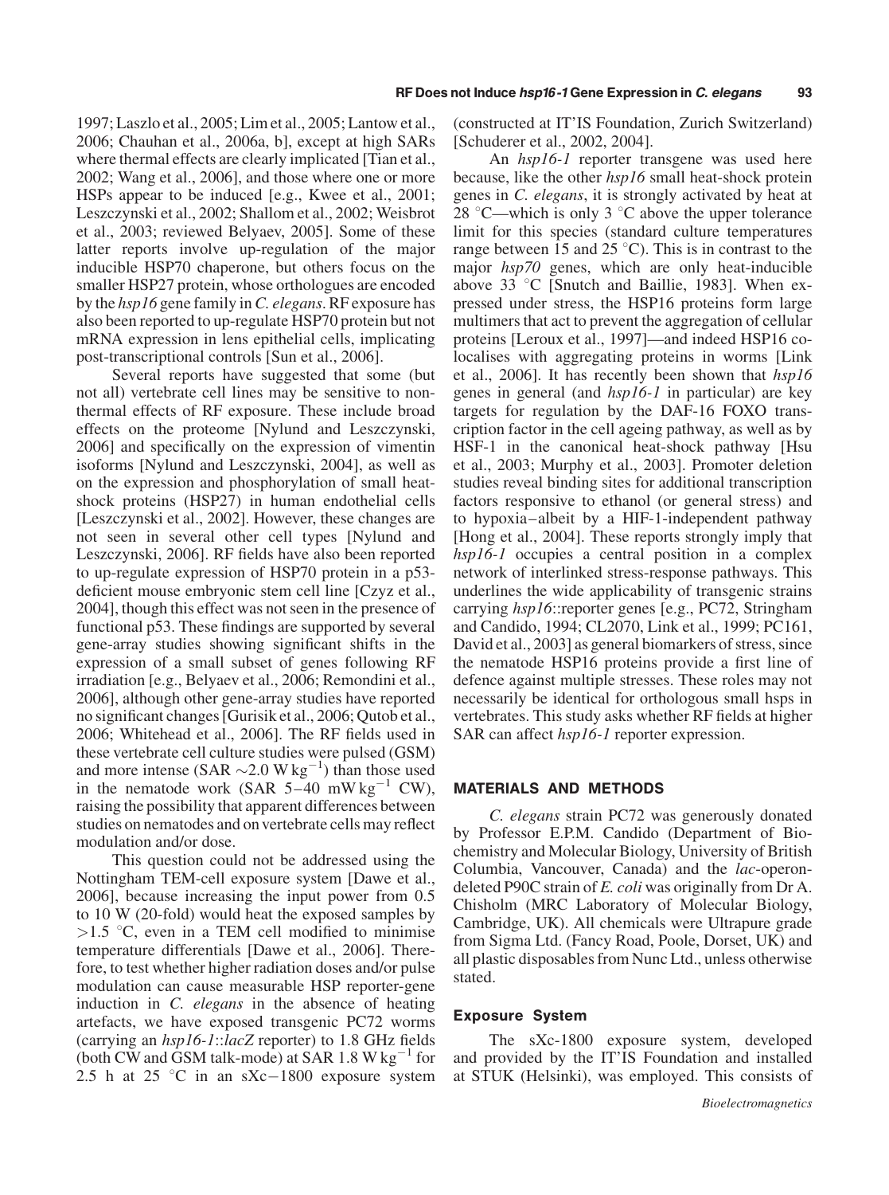1997; Laszlo et al., 2005; Lim et al., 2005; Lantow et al., 2006; Chauhan et al., 2006a, b], except at high SARs where thermal effects are clearly implicated [Tian et al., 2002; Wang et al., 2006], and those where one or more HSPs appear to be induced [e.g., Kwee et al., 2001; Leszczynski et al., 2002; Shallom et al., 2002; Weisbrot et al., 2003; reviewed Belyaev, 2005]. Some of these latter reports involve up-regulation of the major inducible HSP70 chaperone, but others focus on the smaller HSP27 protein, whose orthologues are encoded by the *hsp16* gene family in *C. elegans*. RF exposure has also been reported to up-regulate HSP70 protein but not mRNA expression in lens epithelial cells, implicating post-transcriptional controls [Sun et al., 2006].

Several reports have suggested that some (but not all) vertebrate cell lines may be sensitive to non-thermal effects of RF exposure. These include broad effects on the proteome [Nylund and Leszczynski, 2006] and specifically on the expression of vimentin isoforms [Nylund and Leszczynski, 2004], as well as on the expression and phosphorylation of small heat-shock proteins (HSP27) in human endothelial cells [Leszczynski et al., 2002]. However, these changes are not seen in several other cell types [Nylund and Leszczynski, 2006]. RF fields have also been reported to up-regulate expression of HSP70 protein in a p53-deficient mouse embryonic stem cell line [Czyz et al., 2004], though this effect was not seen in the presence of functional p53. These findings are supported by several gene-array studies showing significant shifts in the expression of a small subset of genes following RF irradiation [e.g., Belyaev et al., 2006; Remondini et al., 2006], although other gene-array studies have reported no significant changes [Gurisik et al., 2006; Qutob et al., 2006; Whitehead et al., 2006]. The RF fields used in these vertebrate cell culture studies were pulsed (GSM) and more intense (SAR $\sim$2.0 W kg$^{-1}$) than those used in the nematode work (SAR 5–40 mW kg$^{-1}$ CW), raising the possibility that apparent differences between studies on nematodes and on vertebrate cells may reflect modulation and/or dose.

This question could not be addressed using the Nottingham TEM-cell exposure system [Dawe et al., 2006], because increasing the input power from 0.5 to 10 W (20-fold) would heat the exposed samples by >1.5 °C, even in a TEM cell modified to minimise temperature differentials [Dawe et al., 2006]. Therefore, to test whether higher radiation doses and/or pulse modulation can cause measurable HSP reporter-gene induction in *C. elegans* in the absence of heating artefacts, we have exposed transgenic PC72 worms (carrying an *hsp16-1*::*lacZ* reporter) to 1.8 GHz fields (both CW and GSM talk-mode) at SAR 1.8 W kg$^{-1}$ for 2.5 h at 25 °C in an sXc−1800 exposure system (constructed at IT'IS Foundation, Zurich Switzerland) [Schuderer et al., 2002, 2004].

An *hsp16-1* reporter transgene was used here because, like the other *hsp16* small heat-shock protein genes in *C. elegans*, it is strongly activated by heat at 28 °C—which is only 3 °C above the upper tolerance limit for this species (standard culture temperatures range between 15 and 25 °C). This is in contrast to the major *hsp70* genes, which are only heat-inducible above 33 °C [Snutch and Baillie, 1983]. When expressed under stress, the HSP16 proteins form large multimers that act to prevent the aggregation of cellular proteins [Leroux et al., 1997]—and indeed HSP16 co-localises with aggregating proteins in worms [Link et al., 2006]. It has recently been shown that *hsp16* genes in general (and *hsp16-1* in particular) are key targets for regulation by the DAF-16 FOXO transcription factor in the cell ageing pathway, as well as by HSF-1 in the canonical heat-shock pathway [Hsu et al., 2003; Murphy et al., 2003]. Promoter deletion studies reveal binding sites for additional transcription factors responsive to ethanol (or general stress) and to hypoxia–albeit by a HIF-1-independent pathway [Hong et al., 2004]. These reports strongly imply that *hsp16-1* occupies a central position in a complex network of interlinked stress-response pathways. This underlines the wide applicability of transgenic strains carrying *hsp16*::reporter genes [e.g., PC72, Stringham and Candido, 1994; CL2070, Link et al., 1999; PC161, David et al., 2003] as general biomarkers of stress, since the nematode HSP16 proteins provide a first line of defence against multiple stresses. These roles may not necessarily be identical for orthologous small hsps in vertebrates. This study asks whether RF fields at higher SAR can affect *hsp16-1* reporter expression.

## MATERIALS AND METHODS

*C. elegans* strain PC72 was generously donated by Professor E.P.M. Candido (Department of Biochemistry and Molecular Biology, University of British Columbia, Vancouver, Canada) and the *lac*-operon-deleted P90C strain of *E. coli* was originally from Dr A. Chisholm (MRC Laboratory of Molecular Biology, Cambridge, UK). All chemicals were Ultrapure grade from Sigma Ltd. (Fancy Road, Poole, Dorset, UK) and all plastic disposables from Nunc Ltd., unless otherwise stated.

### Exposure System

The sXc-1800 exposure system, developed and provided by the IT'IS Foundation and installed at STUK (Helsinki), was employed. This consists of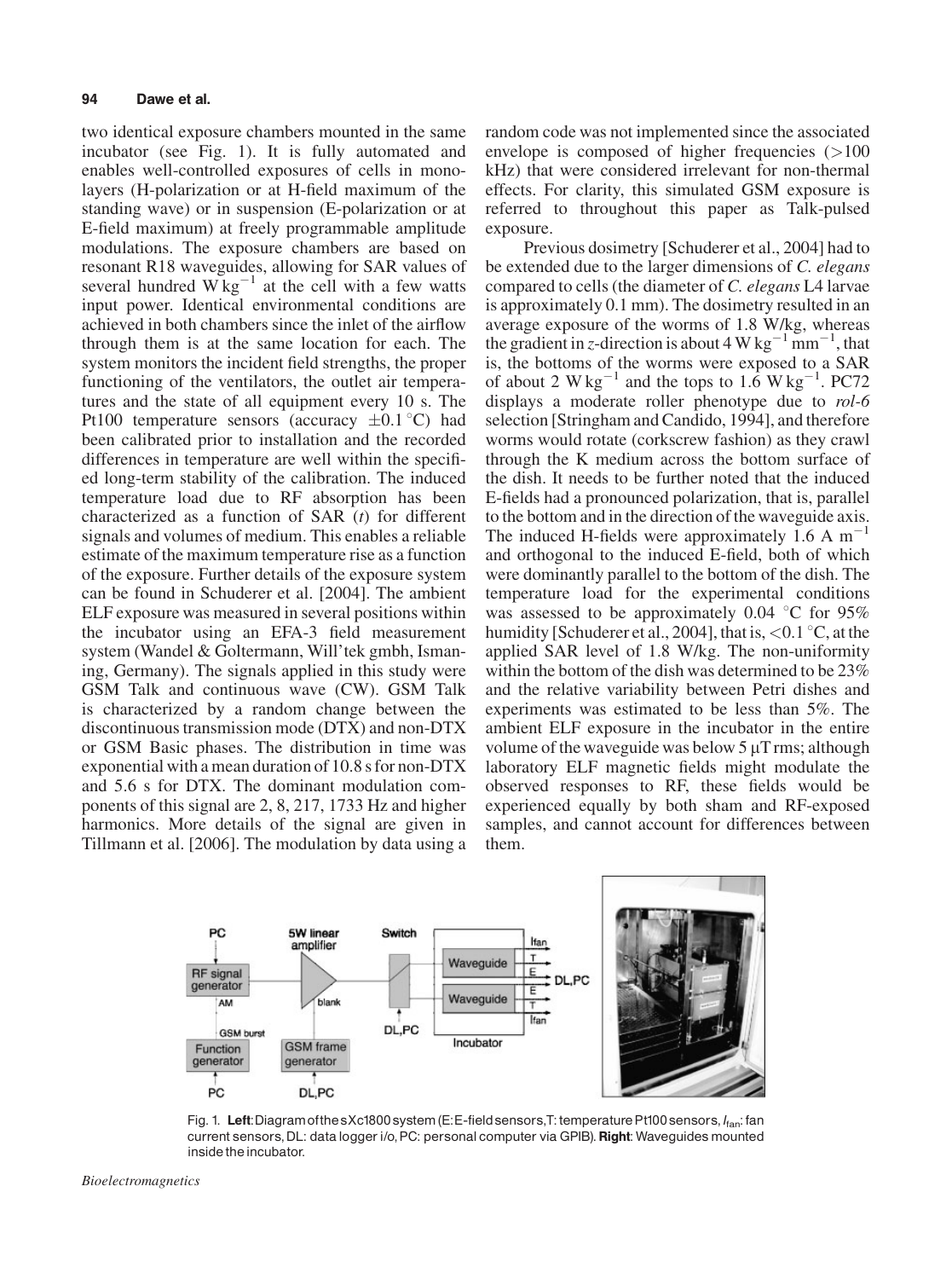two identical exposure chambers mounted in the same incubator (see Fig. 1). It is fully automated and enables well-controlled exposures of cells in monolayers (H-polarization or at H-field maximum of the standing wave) or in suspension (E-polarization or at E-field maximum) at freely programmable amplitude modulations. The exposure chambers are based on resonant R18 waveguides, allowing for SAR values of several hundred $W\,kg^{-1}$ at the cell with a few watts input power. Identical environmental conditions are achieved in both chambers since the inlet of the airflow through them is at the same location for each. The system monitors the incident field strengths, the proper functioning of the ventilators, the outlet air temperatures and the state of all equipment every 10 s. The Pt100 temperature sensors (accuracy $\pm 0.1\,^{\circ}C$) had been calibrated prior to installation and the recorded differences in temperature are well within the specified long-term stability of the calibration. The induced temperature load due to RF absorption has been characterized as a function of SAR ($t$) for different signals and volumes of medium. This enables a reliable estimate of the maximum temperature rise as a function of the exposure. Further details of the exposure system can be found in Schuderer et al. [2004]. The ambient ELF exposure was measured in several positions within the incubator using an EFA-3 field measurement system (Wandel & Goltermann, Will'tek gmbh, Ismaning, Germany). The signals applied in this study were GSM Talk and continuous wave (CW). GSM Talk is characterized by a random change between the discontinuous transmission mode (DTX) and non-DTX or GSM Basic phases. The distribution in time was exponential with a mean duration of 10.8 s for non-DTX and 5.6 s for DTX. The dominant modulation components of this signal are 2, 8, 217, 1733 Hz and higher harmonics. More details of the signal are given in Tillmann et al. [2006]. The modulation by data using a random code was not implemented since the associated envelope is composed of higher frequencies (>100 kHz) that were considered irrelevant for non-thermal effects. For clarity, this simulated GSM exposure is referred to throughout this paper as Talk-pulsed exposure.

Previous dosimetry [Schuderer et al., 2004] had to be extended due to the larger dimensions of *C. elegans* compared to cells (the diameter of *C. elegans* L4 larvae is approximately 0.1 mm). The dosimetry resulted in an average exposure of the worms of 1.8 W/kg, whereas the gradient in $z$-direction is about $4\,W\,kg^{-1}\,mm^{-1}$, that is, the bottoms of the worms were exposed to a SAR of about $2\,W\,kg^{-1}$ and the tops to $1.6\,W\,kg^{-1}$. PC72 displays a moderate roller phenotype due to *rol-6* selection [Stringham and Candido, 1994], and therefore worms would rotate (corkscrew fashion) as they crawl through the K medium across the bottom surface of the dish. It needs to be further noted that the induced E-fields had a pronounced polarization, that is, parallel to the bottom and in the direction of the waveguide axis. The induced H-fields were approximately $1.6\,A\,m^{-1}$ and orthogonal to the induced E-field, both of which were dominantly parallel to the bottom of the dish. The temperature load for the experimental conditions was assessed to be approximately $0.04\,^{\circ}C$ for 95% humidity [Schuderer et al., 2004], that is, $<0.1\,^{\circ}C$, at the applied SAR level of 1.8 W/kg. The non-uniformity within the bottom of the dish was determined to be 23% and the relative variability between Petri dishes and experiments was estimated to be less than 5%. The ambient ELF exposure in the incubator in the entire volume of the waveguide was below $5\,\mu T$ rms; although laboratory ELF magnetic fields might modulate the observed responses to RF, these fields would be experienced equally by both sham and RF-exposed samples, and cannot account for differences between them.

Fig. 1. **Left**: Diagram of the sXc1800 system (E: E-field sensors, T: temperature Pt100 sensors, $I_{fan}$: fan current sensors, DL: data logger i/o, PC: personal computer via GPIB). **Right**: Waveguides mounted inside the incubator.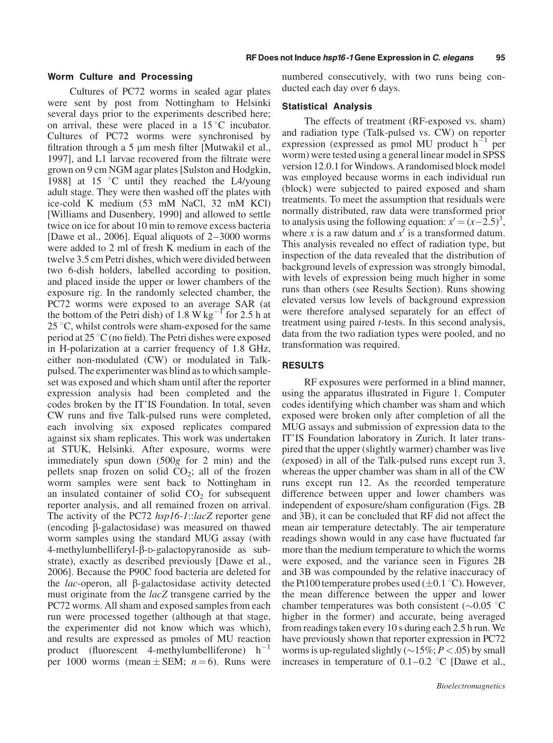### Worm Culture and Processing

Cultures of PC72 worms in sealed agar plates were sent by post from Nottingham to Helsinki several days prior to the experiments described here; on arrival, these were placed in a 15 °C incubator. Cultures of PC72 worms were synchronised by filtration through a 5 μm mesh filter [Mutwakil et al., 1997], and L1 larvae recovered from the filtrate were grown on 9 cm NGM agar plates [Sulston and Hodgkin, 1988] at 15 °C until they reached the L4/young adult stage. They were then washed off the plates with ice-cold K medium (53 mM NaCl, 32 mM KCl) [Williams and Dusenbery, 1990] and allowed to settle twice on ice for about 10 min to remove excess bacteria [Dawe et al., 2006]. Equal aliquots of 2–3000 worms were added to 2 ml of fresh K medium in each of the twelve 3.5 cm Petri dishes, which were divided between two 6-dish holders, labelled according to position, and placed inside the upper or lower chambers of the exposure rig. In the randomly selected chamber, the PC72 worms were exposed to an average SAR (at the bottom of the Petri dish) of 1.8 W $kg^{-1}$ for 2.5 h at 25 °C, whilst controls were sham-exposed for the same period at 25 °C (no field). The Petri dishes were exposed in H-polarization at a carrier frequency of 1.8 GHz, either non-modulated (CW) or modulated in Talk-pulsed. The experimenter was blind as to which sample-set was exposed and which sham until after the reporter expression analysis had been completed and the codes broken by the IT'IS Foundation. In total, seven CW runs and five Talk-pulsed runs were completed, each involving six exposed replicates compared against six sham replicates. This work was undertaken at STUK, Helsinki. After exposure, worms were immediately spun down (500*g* for 2 min) and the pellets snap frozen on solid $CO_2$; all of the frozen worm samples were sent back to Nottingham in an insulated container of solid $CO_2$ for subsequent reporter analysis, and all remained frozen on arrival. The activity of the PC72 *hsp16-1*::*lacZ* reporter gene (encoding β-galactosidase) was measured on thawed worm samples using the standard MUG assay (with 4-methylumbelliferyl-β-D-galactopyranoside as substrate), exactly as described previously [Dawe et al., 2006]. Because the P90C food bacteria are deleted for the *lac*-operon, all β-galactosidase activity detected must originate from the *lacZ* transgene carried by the PC72 worms. All sham and exposed samples from each run were processed together (although at that stage, the experimenter did not know which was which), and results are expressed as pmoles of MU reaction product (fluorescent 4-methylumbelliferone) $h^{-1}$ per 1000 worms (mean ± SEM; $n = 6$). Runs were numbered consecutively, with two runs being conducted each day over 6 days.

### Statistical Analysis

The effects of treatment (RF-exposed vs. sham) and radiation type (Talk-pulsed vs. CW) on reporter expression (expressed as pmol MU product $h^{-1}$ per worm) were tested using a general linear model in SPSS version 12.0.1 for Windows. A randomised block model was employed because worms in each individual run (block) were subjected to paired exposed and sham treatments. To meet the assumption that residuals were normally distributed, raw data were transformed prior to analysis using the following equation: $x' = (x - 2.5)^3$, where $x$ is a raw datum and $x'$ is a transformed datum. This analysis revealed no effect of radiation type, but inspection of the data revealed that the distribution of background levels of expression was strongly bimodal, with levels of expression being much higher in some runs than others (see Results Section). Runs showing elevated versus low levels of background expression were therefore analysed separately for an effect of treatment using paired *t*-tests. In this second analysis, data from the two radiation types were pooled, and no transformation was required.

## RESULTS

RF exposures were performed in a blind manner, using the apparatus illustrated in Figure 1. Computer codes identifying which chamber was sham and which exposed were broken only after completion of all the MUG assays and submission of expression data to the IT'IS Foundation laboratory in Zurich. It later transpired that the upper (slightly warmer) chamber was live (exposed) in all of the Talk-pulsed runs except run 3, whereas the upper chamber was sham in all of the CW runs except run 12. As the recorded temperature difference between upper and lower chambers was independent of exposure/sham configuration (Figs. 2B and 3B), it can be concluded that RF did not affect the mean air temperature detectably. The air temperature readings shown would in any case have fluctuated far more than the medium temperature to which the worms were exposed, and the variance seen in Figures 2B and 3B was compounded by the relative inaccuracy of the Pt100 temperature probes used (±0.1 °C). However, the mean difference between the upper and lower chamber temperatures was both consistent (~0.05 °C higher in the former) and accurate, being averaged from readings taken every 10 s during each 2.5 h run. We have previously shown that reporter expression in PC72 worms is up-regulated slightly (~15%; $P < .05$) by small increases in temperature of 0.1–0.2 °C [Dawe et al.,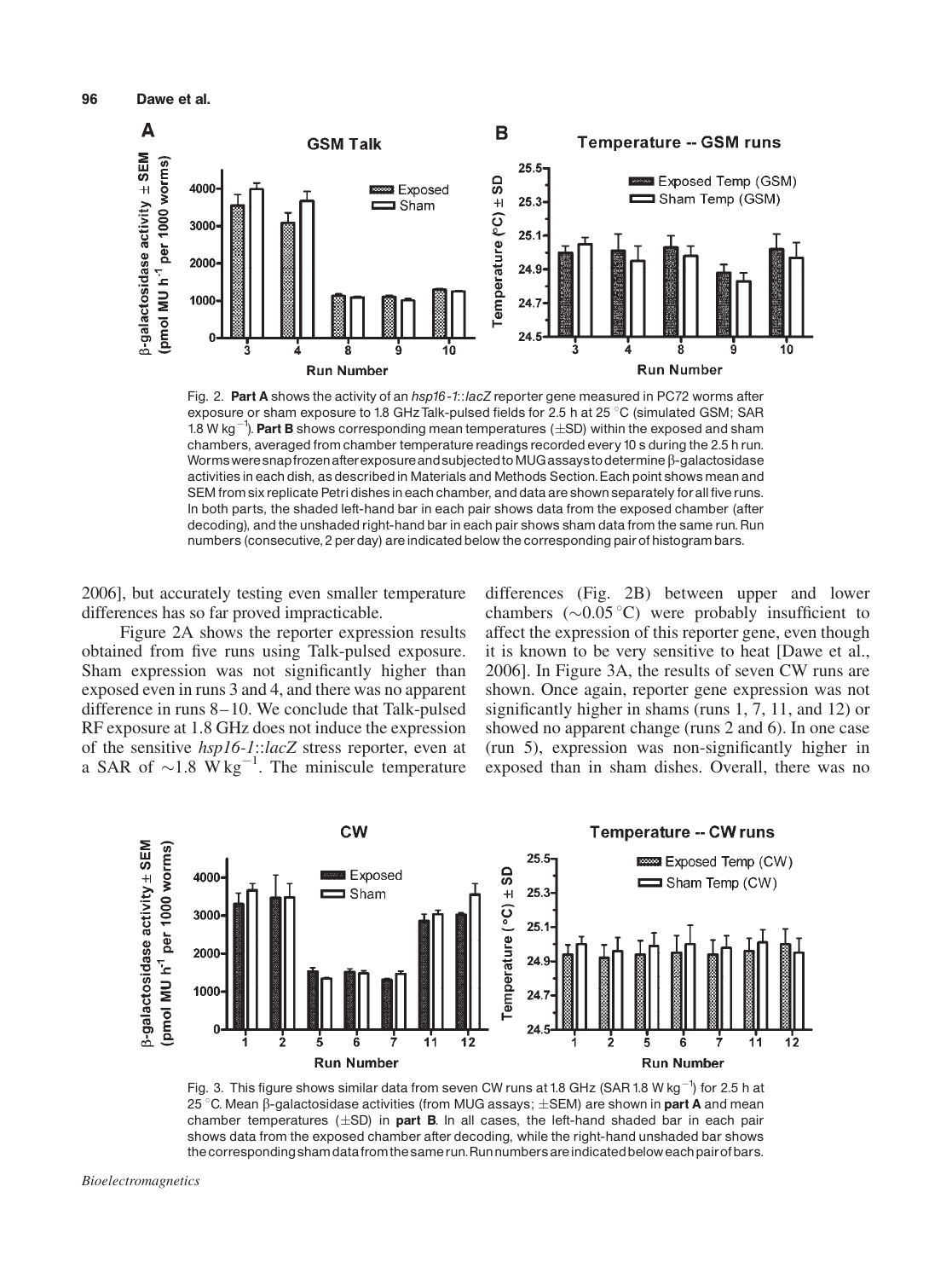Fig. 2. **Part A** shows the activity of an *hsp16-1::lacZ* reporter gene measured in PC72 worms after exposure or sham exposure to 1.8 GHz Talk-pulsed fields for 2.5 h at 25 °C (simulated GSM; SAR 1.8 W $kg^{-1}$). **Part B** shows corresponding mean temperatures (±SD) within the exposed and sham chambers, averaged from chamber temperature readings recorded every 10 s during the 2.5 h run. Worms were snap frozen after exposure and subjected to MUG assays to determine β-galactosidase activities in each dish, as described in Materials and Methods Section. Each point shows mean and SEM from six replicate Petri dishes in each chamber, and data are shown separately for all five runs. In both parts, the shaded left-hand bar in each pair shows data from the exposed chamber (after decoding), and the unshaded right-hand bar in each pair shows sham data from the same run. Run numbers (consecutive, 2 per day) are indicated below the corresponding pair of histogram bars.

2006], but accurately testing even smaller temperature differences has so far proved impracticable.

Figure 2A shows the reporter expression results obtained from five runs using Talk-pulsed exposure. Sham expression was not significantly higher than exposed even in runs 3 and 4, and there was no apparent difference in runs 8–10. We conclude that Talk-pulsed RF exposure at 1.8 GHz does not induce the expression of the sensitive *hsp16-1::lacZ* stress reporter, even at a SAR of ~1.8 W $kg^{-1}$. The miniscule temperature differences (Fig. 2B) between upper and lower chambers (~0.05 °C) were probably insufficient to affect the expression of this reporter gene, even though it is known to be very sensitive to heat [Dawe et al., 2006]. In Figure 3A, the results of seven CW runs are shown. Once again, reporter gene expression was not significantly higher in shams (runs 1, 7, 11, and 12) or showed no apparent change (runs 2 and 6). In one case (run 5), expression was non-significantly higher in exposed than in sham dishes. Overall, there was no

Fig. 3. This figure shows similar data from seven CW runs at 1.8 GHz (SAR 1.8 W $kg^{-1}$) for 2.5 h at 25 °C. Mean β-galactosidase activities (from MUG assays; ±SEM) are shown in **part A** and mean chamber temperatures (±SD) in **part B**. In all cases, the left-hand shaded bar in each pair shows data from the exposed chamber after decoding, while the right-hand unshaded bar shows the corresponding sham data from the same run. Run numbers are indicated below each pair of bars.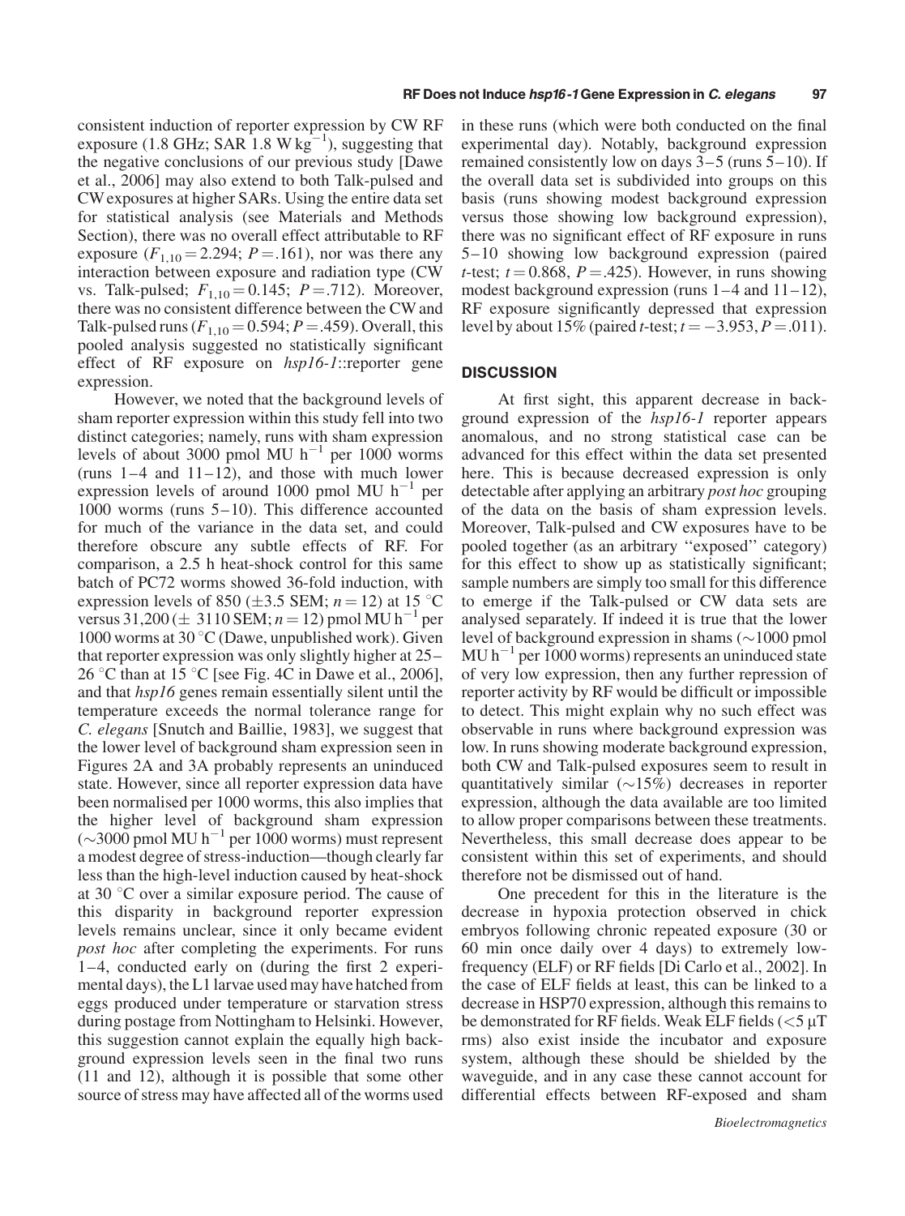consistent induction of reporter expression by CW RF exposure (1.8 GHz; SAR 1.8 W $kg^{-1}$), suggesting that the negative conclusions of our previous study [Dawe et al., 2006] may also extend to both Talk-pulsed and CW exposures at higher SARs. Using the entire data set for statistical analysis (see Materials and Methods Section), there was no overall effect attributable to RF exposure ($F_{1,10} = 2.294$; $P = .161$), nor was there any interaction between exposure and radiation type (CW vs. Talk-pulsed; $F_{1,10} = 0.145$; $P = .712$). Moreover, there was no consistent difference between the CW and Talk-pulsed runs ($F_{1,10} = 0.594$; $P = .459$). Overall, this pooled analysis suggested no statistically significant effect of RF exposure on *hsp16-1*::reporter gene expression.

However, we noted that the background levels of sham reporter expression within this study fell into two distinct categories; namely, runs with sham expression levels of about 3000 pmol MU $h^{-1}$ per 1000 worms (runs 1–4 and 11–12), and those with much lower expression levels of around 1000 pmol MU $h^{-1}$ per 1000 worms (runs 5–10). This difference accounted for much of the variance in the data set, and could therefore obscure any subtle effects of RF. For comparison, a 2.5 h heat-shock control for this same batch of PC72 worms showed 36-fold induction, with expression levels of 850 (±3.5 SEM; $n = 12$) at 15 °C versus 31,200 (± 3110 SEM; $n = 12$) pmol MU $h^{-1}$ per 1000 worms at 30 °C (Dawe, unpublished work). Given that reporter expression was only slightly higher at 25–26 °C than at 15 °C [see Fig. 4C in Dawe et al., 2006], and that *hsp16* genes remain essentially silent until the temperature exceeds the normal tolerance range for *C. elegans* [Snutch and Baillie, 1983], we suggest that the lower level of background sham expression seen in Figures 2A and 3A probably represents an uninduced state. However, since all reporter expression data have been normalised per 1000 worms, this also implies that the higher level of background sham expression (~3000 pmol MU $h^{-1}$ per 1000 worms) must represent a modest degree of stress-induction—though clearly far less than the high-level induction caused by heat-shock at 30 °C over a similar exposure period. The cause of this disparity in background reporter expression levels remains unclear, since it only became evident *post hoc* after completing the experiments. For runs 1–4, conducted early on (during the first 2 experimental days), the L1 larvae used may have hatched from eggs produced under temperature or starvation stress during postage from Nottingham to Helsinki. However, this suggestion cannot explain the equally high background expression levels seen in the final two runs (11 and 12), although it is possible that some other source of stress may have affected all of the worms used in these runs (which were both conducted on the final experimental day). Notably, background expression remained consistently low on days 3–5 (runs 5–10). If the overall data set is subdivided into groups on this basis (runs showing modest background expression versus those showing low background expression), there was no significant effect of RF exposure in runs 5–10 showing low background expression (paired *t*-test; $t = 0.868$, $P = .425$). However, in runs showing modest background expression (runs 1–4 and 11–12), RF exposure significantly depressed that expression level by about 15% (paired *t*-test; $t = -3.953$, $P = .011$).

## DISCUSSION

At first sight, this apparent decrease in background expression of the *hsp16-1* reporter appears anomalous, and no strong statistical case can be advanced for this effect within the data set presented here. This is because decreased expression is only detectable after applying an arbitrary *post hoc* grouping of the data on the basis of sham expression levels. Moreover, Talk-pulsed and CW exposures have to be pooled together (as an arbitrary "exposed" category) for this effect to show up as statistically significant; sample numbers are simply too small for this difference to emerge if the Talk-pulsed or CW data sets are analysed separately. If indeed it is true that the lower level of background expression in shams (~1000 pmol MU $h^{-1}$ per 1000 worms) represents an uninduced state of very low expression, then any further repression of reporter activity by RF would be difficult or impossible to detect. This might explain why no such effect was observable in runs where background expression was low. In runs showing moderate background expression, both CW and Talk-pulsed exposures seem to result in quantitatively similar (~15%) decreases in reporter expression, although the data available are too limited to allow proper comparisons between these treatments. Nevertheless, this small decrease does appear to be consistent within this set of experiments, and should therefore not be dismissed out of hand.

One precedent for this in the literature is the decrease in hypoxia protection observed in chick embryos following chronic repeated exposure (30 or 60 min once daily over 4 days) to extremely low-frequency (ELF) or RF fields [Di Carlo et al., 2002]. In the case of ELF fields at least, this can be linked to a decrease in HSP70 expression, although this remains to be demonstrated for RF fields. Weak ELF fields (<5 μT rms) also exist inside the incubator and exposure system, although these should be shielded by the waveguide, and in any case these cannot account for differential effects between RF-exposed and sham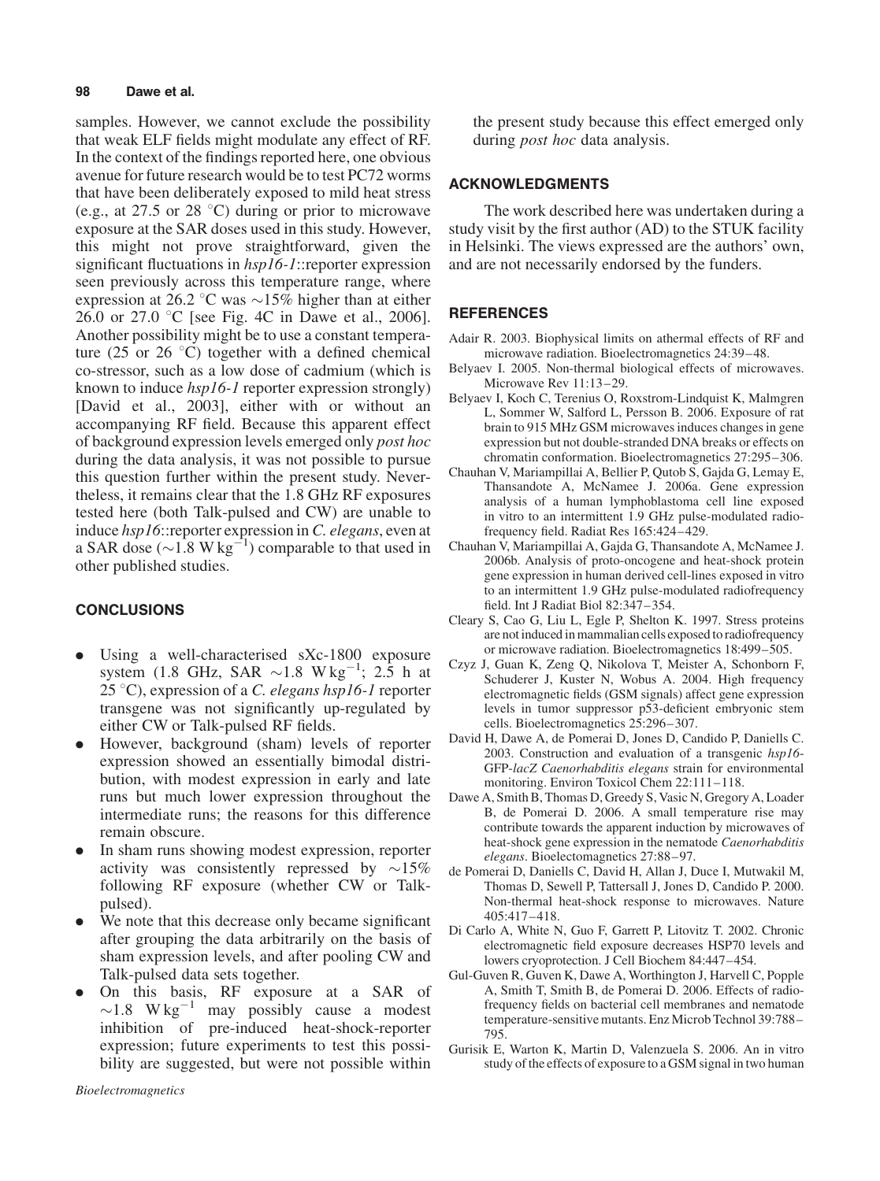samples. However, we cannot exclude the possibility that weak ELF fields might modulate any effect of RF. In the context of the findings reported here, one obvious avenue for future research would be to test PC72 worms that have been deliberately exposed to mild heat stress (e.g., at 27.5 or 28 °C) during or prior to microwave exposure at the SAR doses used in this study. However, this might not prove straightforward, given the significant fluctuations in *hsp16-1*::reporter expression seen previously across this temperature range, where expression at 26.2 °C was ~15% higher than at either 26.0 or 27.0 °C [see Fig. 4C in Dawe et al., 2006]. Another possibility might be to use a constant temperature (25 or 26 °C) together with a defined chemical co-stressor, such as a low dose of cadmium (which is known to induce *hsp16-1* reporter expression strongly) [David et al., 2003], either with or without an accompanying RF field. Because this apparent effect of background expression levels emerged only *post hoc* during the data analysis, it was not possible to pursue this question further within the present study. Nevertheless, it remains clear that the 1.8 GHz RF exposures tested here (both Talk-pulsed and CW) are unable to induce *hsp16*::reporter expression in *C. elegans*, even at a SAR dose (~1.8 W $kg^{-1}$) comparable to that used in other published studies.

## CONCLUSIONS

- Using a well-characterised sXc-1800 exposure system (1.8 GHz, SAR ~1.8 W $kg^{-1}$; 2.5 h at 25 °C), expression of a *C. elegans hsp16-1* reporter transgene was not significantly up-regulated by either CW or Talk-pulsed RF fields.
- However, background (sham) levels of reporter expression showed an essentially bimodal distribution, with modest expression in early and late runs but much lower expression throughout the intermediate runs; the reasons for this difference remain obscure.
- In sham runs showing modest expression, reporter activity was consistently repressed by ~15% following RF exposure (whether CW or Talk-pulsed).
- We note that this decrease only became significant after grouping the data arbitrarily on the basis of sham expression levels, and after pooling CW and Talk-pulsed data sets together.
- On this basis, RF exposure at a SAR of ~1.8 W $kg^{-1}$ may possibly cause a modest inhibition of pre-induced heat-shock-reporter expression; future experiments to test this possibility are suggested, but were not possible within the present study because this effect emerged only during *post hoc* data analysis.

## ACKNOWLEDGMENTS

The work described here was undertaken during a study visit by the first author (AD) to the STUK facility in Helsinki. The views expressed are the authors' own, and are not necessarily endorsed by the funders.

## REFERENCES

Adair R. 2003. Biophysical limits on athermal effects of RF and microwave radiation. Bioelectromagnetics 24:39–48.

Belyaev I. 2005. Non-thermal biological effects of microwaves. Microwave Rev 11:13–29.

Belyaev I, Koch C, Terenius O, Roxstrom-Lindquist K, Malmgren L, Sommer W, Salford L, Persson B. 2006. Exposure of rat brain to 915 MHz GSM microwaves induces changes in gene expression but not double-stranded DNA breaks or effects on chromatin conformation. Bioelectromagnetics 27:295–306.

Chauhan V, Mariampillai A, Bellier P, Qutob S, Gajda G, Lemay E, Thansandote A, McNamee J. 2006a. Gene expression analysis of a human lymphoblastoma cell line exposed in vitro to an intermittent 1.9 GHz pulse-modulated radiofrequency field. Radiat Res 165:424–429.

Chauhan V, Mariampillai A, Gajda G, Thansandote A, McNamee J. 2006b. Analysis of proto-oncogene and heat-shock protein gene expression in human derived cell-lines exposed in vitro to an intermittent 1.9 GHz pulse-modulated radiofrequency field. Int J Radiat Biol 82:347–354.

Cleary S, Cao G, Liu L, Egle P, Shelton K. 1997. Stress proteins are not induced in mammalian cells exposed to radiofrequency or microwave radiation. Bioelectromagnetics 18:499–505.

Czyz J, Guan K, Zeng Q, Nikolova T, Meister A, Schonborn F, Schuderer J, Kuster N, Wobus A. 2004. High frequency electromagnetic fields (GSM signals) affect gene expression levels in tumor suppressor p53-deficient embryonic stem cells. Bioelectromagnetics 25:296–307.

David H, Dawe A, de Pomerai D, Jones D, Candido P, Daniells C. 2003. Construction and evaluation of a transgenic *hsp16*-GFP-*lacZ Caenorhabditis elegans* strain for environmental monitoring. Environ Toxicol Chem 22:111–118.

Dawe A, Smith B, Thomas D, Greedy S, Vasic N, Gregory A, Loader B, de Pomerai D. 2006. A small temperature rise may contribute towards the apparent induction by microwaves of heat-shock gene expression in the nematode *Caenorhabditis elegans*. Bioelectomagnetics 27:88–97.

de Pomerai D, Daniells C, David H, Allan J, Duce I, Mutwakil M, Thomas D, Sewell P, Tattersall J, Jones D, Candido P. 2000. Non-thermal heat-shock response to microwaves. Nature 405:417–418.

Di Carlo A, White N, Guo F, Garrett P, Litovitz T. 2002. Chronic electromagnetic field exposure decreases HSP70 levels and lowers cryoprotection. J Cell Biochem 84:447–454.

Gul-Guven R, Guven K, Dawe A, Worthington J, Harvell C, Popple A, Smith T, Smith B, de Pomerai D. 2006. Effects of radio-frequency fields on bacterial cell membranes and nematode temperature-sensitive mutants. Enz Microb Technol 39:788–795.

Gurisik E, Warton K, Martin D, Valenzuela S. 2006. An in vitro study of the effects of exposure to a GSM signal in two human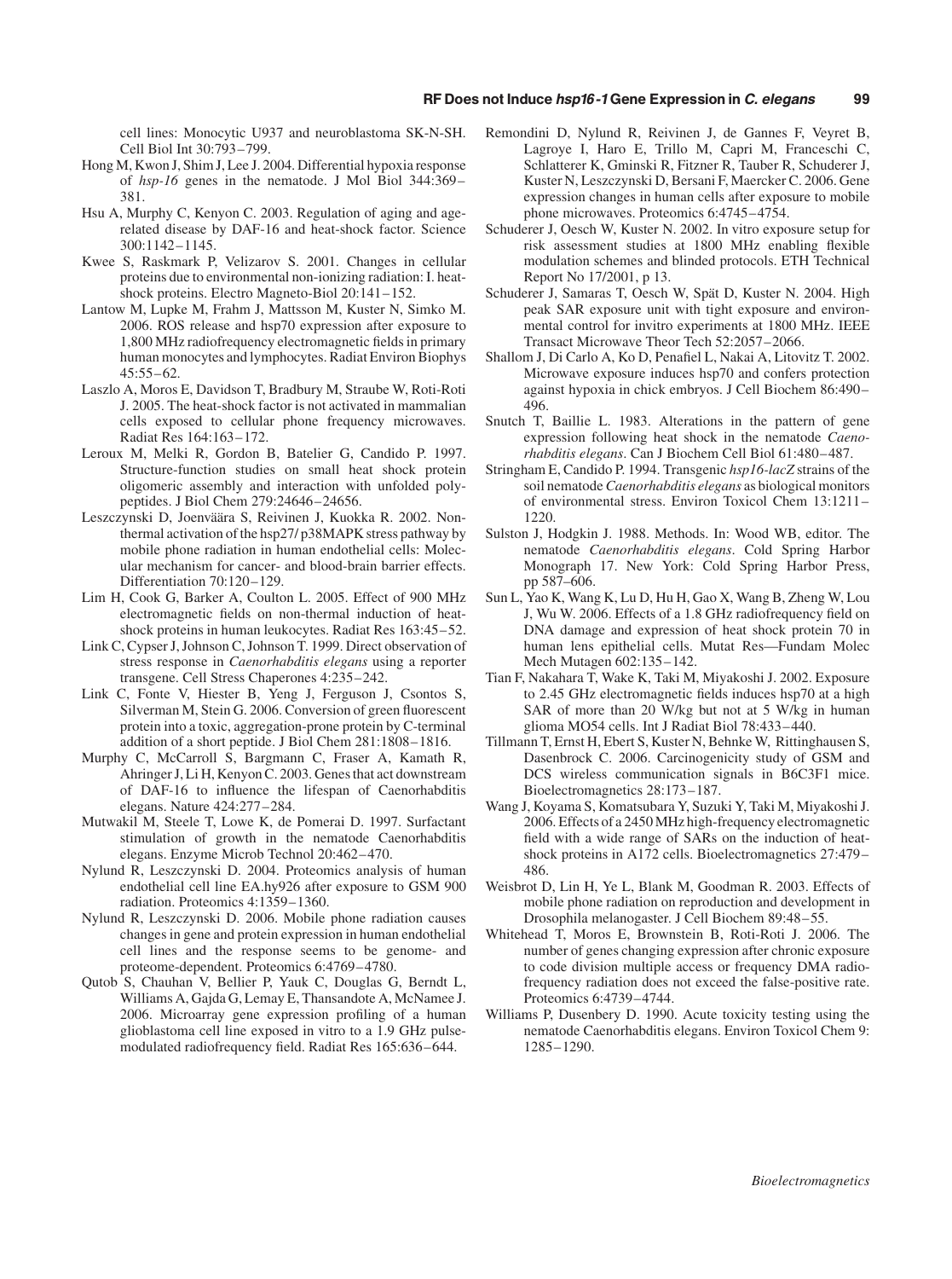cell lines: Monocytic U937 and neuroblastoma SK-N-SH. Cell Biol Int 30:793–799.

Hong M, Kwon J, Shim J, Lee J. 2004. Differential hypoxia response of *hsp-16* genes in the nematode. J Mol Biol 344:369–381.

Hsu A, Murphy C, Kenyon C. 2003. Regulation of aging and age-related disease by DAF-16 and heat-shock factor. Science 300:1142–1145.

Kwee S, Raskmark P, Velizarov S. 2001. Changes in cellular proteins due to environmental non-ionizing radiation: I. heat-shock proteins. Electro Magneto-Biol 20:141–152.

Lantow M, Lupke M, Frahm J, Mattsson M, Kuster N, Simko M. 2006. ROS release and hsp70 expression after exposure to 1,800 MHz radiofrequency electromagnetic fields in primary human monocytes and lymphocytes. Radiat Environ Biophys 45:55–62.

Laszlo A, Moros E, Davidson T, Bradbury M, Straube W, Roti-Roti J. 2005. The heat-shock factor is not activated in mammalian cells exposed to cellular phone frequency microwaves. Radiat Res 164:163–172.

Leroux M, Melki R, Gordon B, Batelier G, Candido P. 1997. Structure-function studies on small heat shock protein oligomeric assembly and interaction with unfolded polypeptides. J Biol Chem 279:24646–24656.

Leszczynski D, Joenväära S, Reivinen J, Kuokka R. 2002. Non-thermal activation of the hsp27/p38MAPK stress pathway by mobile phone radiation in human endothelial cells: Molecular mechanism for cancer- and blood-brain barrier effects. Differentiation 70:120–129.

Lim H, Cook G, Barker A, Coulton L. 2005. Effect of 900 MHz electromagnetic fields on non-thermal induction of heat-shock proteins in human leukocytes. Radiat Res 163:45–52.

Link C, Cypser J, Johnson C, Johnson T. 1999. Direct observation of stress response in *Caenorhabditis elegans* using a reporter transgene. Cell Stress Chaperones 4:235–242.

Link C, Fonte V, Hiester B, Yeng J, Ferguson J, Csontos S, Silverman M, Stein G. 2006. Conversion of green fluorescent protein into a toxic, aggregation-prone protein by C-terminal addition of a short peptide. J Biol Chem 281:1808–1816.

Murphy C, McCarroll S, Bargmann C, Fraser A, Kamath R, Ahringer J, Li H, Kenyon C. 2003. Genes that act downstream of DAF-16 to influence the lifespan of Caenorhabditis elegans. Nature 424:277–284.

Mutwakil M, Steele T, Lowe K, de Pomerai D. 1997. Surfactant stimulation of growth in the nematode Caenorhabditis elegans. Enzyme Microb Technol 20:462–470.

Nylund R, Leszczynski D. 2004. Proteomics analysis of human endothelial cell line EA.hy926 after exposure to GSM 900 radiation. Proteomics 4:1359–1360.

Nylund R, Leszczynski D. 2006. Mobile phone radiation causes changes in gene and protein expression in human endothelial cell lines and the response seems to be genome- and proteome-dependent. Proteomics 6:4769–4780.

Qutob S, Chauhan V, Bellier P, Yauk C, Douglas G, Berndt L, Williams A, Gajda G, Lemay E, Thansandote A, McNamee J. 2006. Microarray gene expression profiling of a human glioblastoma cell line exposed in vitro to a 1.9 GHz pulse-modulated radiofrequency field. Radiat Res 165:636–644.

Remondini D, Nylund R, Reivinen J, de Gannes F, Veyret B, Lagroye I, Haro E, Trillo M, Capri M, Franceschi C, Schlatterer K, Gminski R, Fitzner R, Tauber R, Schuderer J, Kuster N, Leszczynski D, Bersani F, Maercker C. 2006. Gene expression changes in human cells after exposure to mobile phone microwaves. Proteomics 6:4745–4754.

Schuderer J, Oesch W, Kuster N. 2002. In vitro exposure setup for risk assessment studies at 1800 MHz enabling flexible modulation schemes and blinded protocols. ETH Technical Report No 17/2001, p 13.

Schuderer J, Samaras T, Oesch W, Spät D, Kuster N. 2004. High peak SAR exposure unit with tight exposure and environmental control for invitro experiments at 1800 MHz. IEEE Transact Microwave Theor Tech 52:2057–2066.

Shallom J, Di Carlo A, Ko D, Penafiel L, Nakai A, Litovitz T. 2002. Microwave exposure induces hsp70 and confers protection against hypoxia in chick embryos. J Cell Biochem 86:490–496.

Snutch T, Baillie L. 1983. Alterations in the pattern of gene expression following heat shock in the nematode *Caenorhabditis elegans*. Can J Biochem Cell Biol 61:480–487.

Stringham E, Candido P. 1994. Transgenic *hsp16-lacZ* strains of the soil nematode *Caenorhabditis elegans* as biological monitors of environmental stress. Environ Toxicol Chem 13:1211–1220.

Sulston J, Hodgkin J. 1988. Methods. In: Wood WB, editor. The nematode *Caenorhabditis elegans*. Cold Spring Harbor Monograph 17. New York: Cold Spring Harbor Press, pp 587–606.

Sun L, Yao K, Wang K, Lu D, Hu H, Gao X, Wang B, Zheng W, Lou J, Wu W. 2006. Effects of a 1.8 GHz radiofrequency field on DNA damage and expression of heat shock protein 70 in human lens epithelial cells. Mutat Res—Fundam Molec Mech Mutagen 602:135–142.

Tian F, Nakahara T, Wake K, Taki M, Miyakoshi J. 2002. Exposure to 2.45 GHz electromagnetic fields induces hsp70 at a high SAR of more than 20 W/kg but not at 5 W/kg in human glioma MO54 cells. Int J Radiat Biol 78:433–440.

Tillmann T, Ernst H, Ebert S, Kuster N, Behnke W, Rittinghausen S, Dasenbrock C. 2006. Carcinogenicity study of GSM and DCS wireless communication signals in B6C3F1 mice. Bioelectromagnetics 28:173–187.

Wang J, Koyama S, Komatsubara Y, Suzuki Y, Taki M, Miyakoshi J. 2006. Effects of a 2450 MHz high-frequency electromagnetic field with a wide range of SARs on the induction of heat-shock proteins in A172 cells. Bioelectromagnetics 27:479–486.

Weisbrot D, Lin H, Ye L, Blank M, Goodman R. 2003. Effects of mobile phone radiation on reproduction and development in Drosophila melanogaster. J Cell Biochem 89:48–55.

Whitehead T, Moros E, Brownstein B, Roti-Roti J. 2006. The number of genes changing expression after chronic exposure to code division multiple access or frequency DMA radiofrequency radiation does not exceed the false-positive rate. Proteomics 6:4739–4744.

Williams P, Dusenbery D. 1990. Acute toxicity testing using the nematode Caenorhabditis elegans. Environ Toxicol Chem 9:1285–1290.